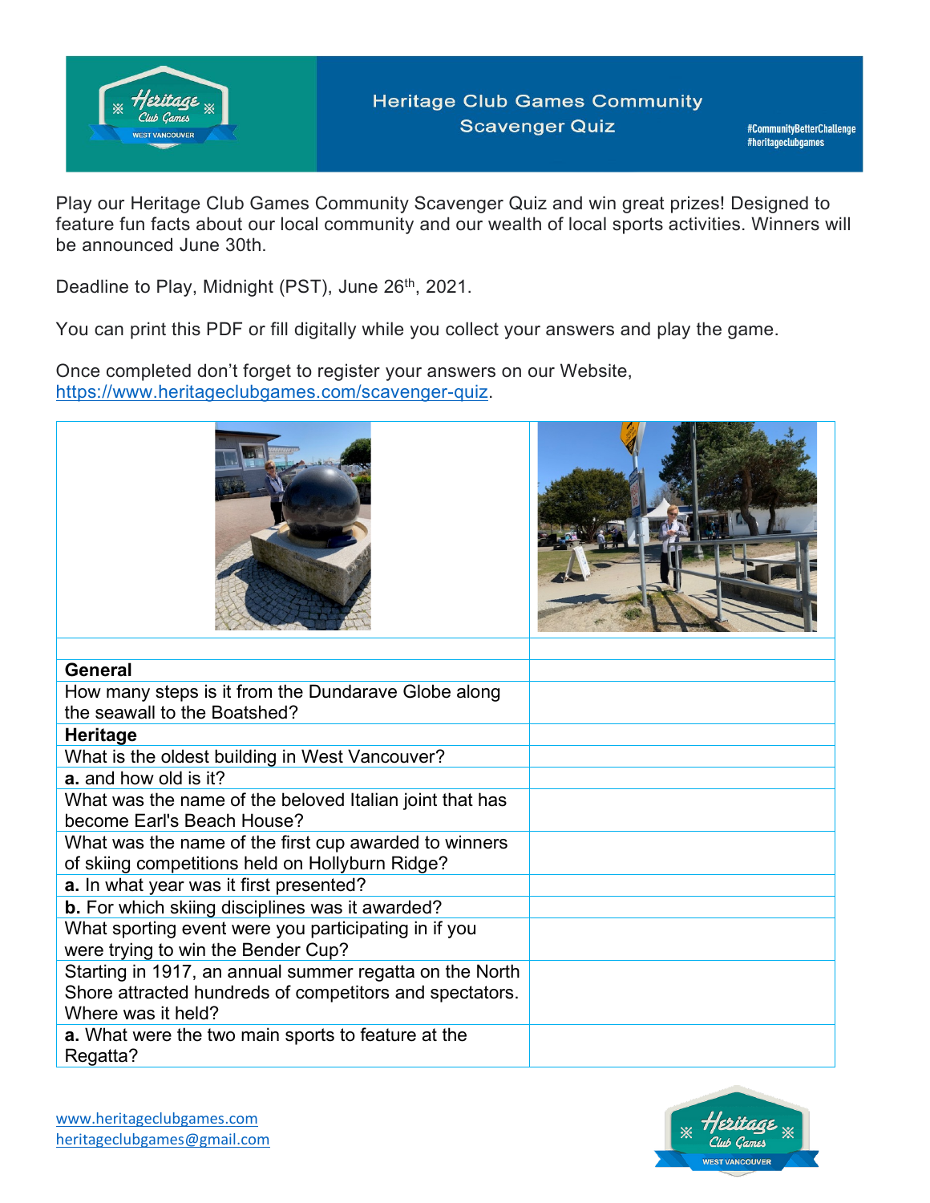# Heritage Club Games Community Scavenger Quiz

#CommunityBetterChallenge
#heritageclubgames

Play our Heritage Club Games Community Scavenger Quiz and win great prizes! Designed to feature fun facts about our local community and our wealth of local sports activities. Winners will be announced June 30th.

Deadline to Play, Midnight (PST), June 26th, 2021.

You can print this PDF or fill digitally while you collect your answers and play the game.

Once completed don't forget to register your answers on our Website, https://www.heritageclubgames.com/scavenger-quiz.

| | |
|---|---|
| | |
| **General** | |
| How many steps is it from the Dundarave Globe along the seawall to the Boatshed? | |
| **Heritage** | |
| What is the oldest building in West Vancouver? | |
| **a.** and how old is it? | |
| What was the name of the beloved Italian joint that has become Earl's Beach House? | |
| What was the name of the first cup awarded to winners of skiing competitions held on Hollyburn Ridge? | |
| **a.** In what year was it first presented? | |
| **b.** For which skiing disciplines was it awarded? | |
| What sporting event were you participating in if you were trying to win the Bender Cup? | |
| Starting in 1917, an annual summer regatta on the North Shore attracted hundreds of competitors and spectators. Where was it held? | |
| **a.** What were the two main sports to feature at the Regatta? | |

www.heritageclubgames.com
heritageclubgames@gmail.com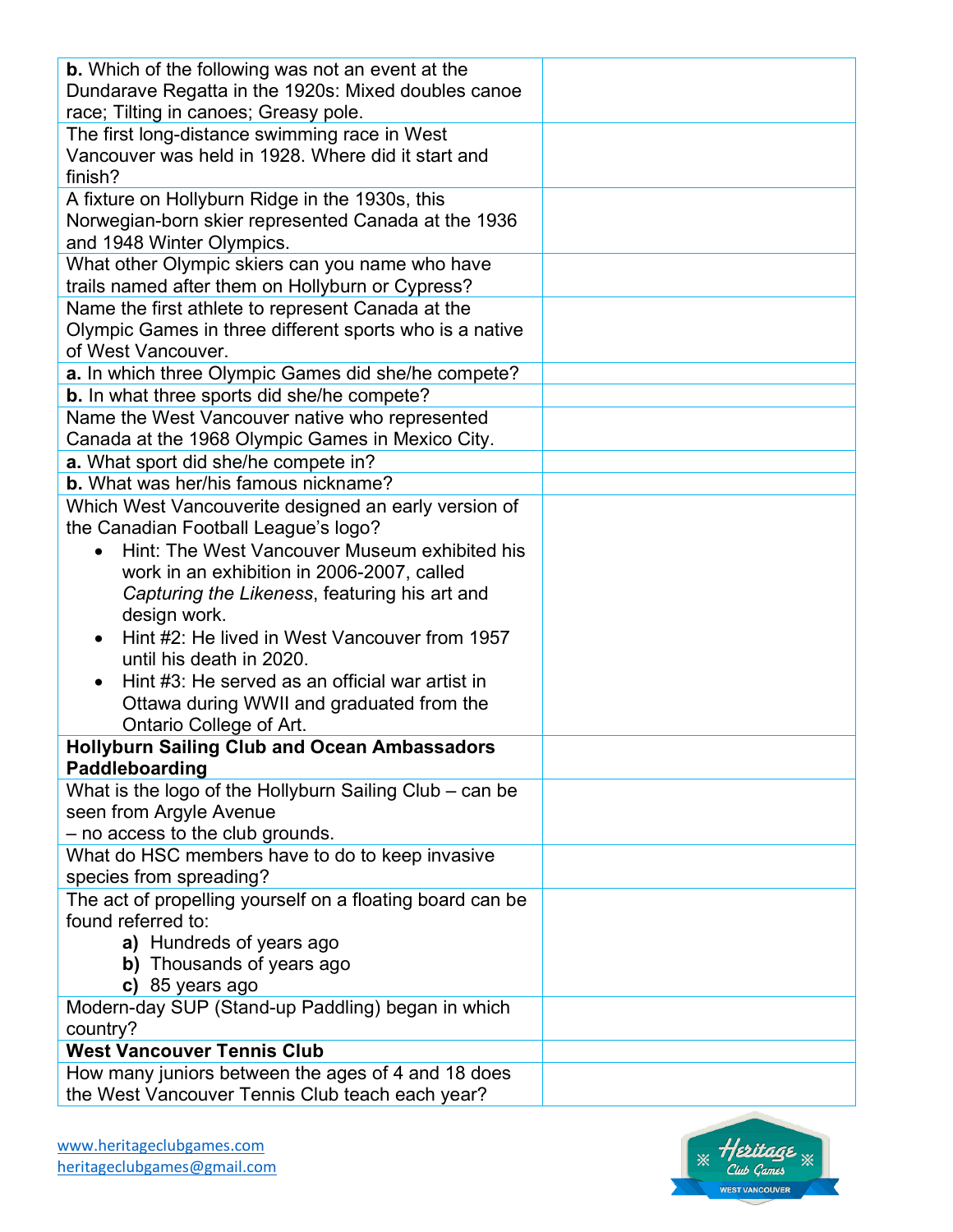| | |
|---|---|
| **b.** Which of the following was not an event at the Dundarave Regatta in the 1920s: Mixed doubles canoe race; Tilting in canoes; Greasy pole. | |
| The first long-distance swimming race in West Vancouver was held in 1928. Where did it start and finish? | |
| A fixture on Hollyburn Ridge in the 1930s, this Norwegian-born skier represented Canada at the 1936 and 1948 Winter Olympics. | |
| What other Olympic skiers can you name who have trails named after them on Hollyburn or Cypress? | |
| Name the first athlete to represent Canada at the Olympic Games in three different sports who is a native of West Vancouver. | |
| **a.** In which three Olympic Games did she/he compete? | |
| **b.** In what three sports did she/he compete? | |
| Name the West Vancouver native who represented Canada at the 1968 Olympic Games in Mexico City. | |
| **a.** What sport did she/he compete in? | |
| **b.** What was her/his famous nickname? | |
| Which West Vancouverite designed an early version of the Canadian Football League's logo? <br>• Hint: The West Vancouver Museum exhibited his work in an exhibition in 2006-2007, called *Capturing the Likeness*, featuring his art and design work. <br>• Hint #2: He lived in West Vancouver from 1957 until his death in 2020. <br>• Hint #3: He served as an official war artist in Ottawa during WWII and graduated from the Ontario College of Art. | |
| **Hollyburn Sailing Club and Ocean Ambassadors Paddleboarding** | |
| What is the logo of the Hollyburn Sailing Club – can be seen from Argyle Avenue – no access to the club grounds. | |
| What do HSC members have to do to keep invasive species from spreading? | |
| The act of propelling yourself on a floating board can be found referred to: <br>**a)** Hundreds of years ago <br>**b)** Thousands of years ago <br>**c)** 85 years ago | |
| Modern-day SUP (Stand-up Paddling) began in which country? | |
| **West Vancouver Tennis Club** | |
| How many juniors between the ages of 4 and 18 does the West Vancouver Tennis Club teach each year? | |

www.heritageclubgames.com
heritageclubgames@gmail.com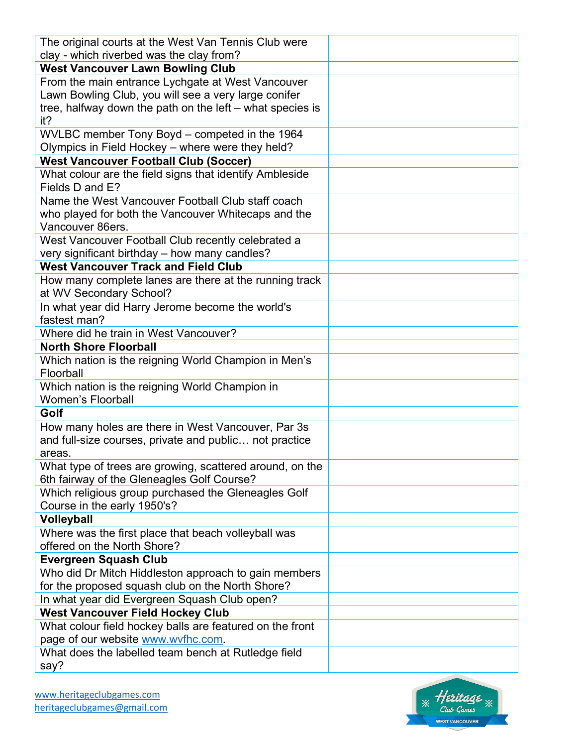| | |
|---|---|
| The original courts at the West Van Tennis Club were clay - which riverbed was the clay from? | |
| **West Vancouver Lawn Bowling Club** | |
| From the main entrance Lychgate at West Vancouver Lawn Bowling Club, you will see a very large conifer tree, halfway down the path on the left – what species is it? | |
| WVLBC member Tony Boyd – competed in the 1964 Olympics in Field Hockey – where were they held? | |
| **West Vancouver Football Club (Soccer)** | |
| What colour are the field signs that identify Ambleside Fields D and E? | |
| Name the West Vancouver Football Club staff coach who played for both the Vancouver Whitecaps and the Vancouver 86ers. | |
| West Vancouver Football Club recently celebrated a very significant birthday – how many candles? | |
| **West Vancouver Track and Field Club** | |
| How many complete lanes are there at the running track at WV Secondary School? | |
| In what year did Harry Jerome become the world's fastest man? | |
| Where did he train in West Vancouver? | |
| **North Shore Floorball** | |
| Which nation is the reigning World Champion in Men's Floorball | |
| Which nation is the reigning World Champion in Women's Floorball | |
| **Golf** | |
| How many holes are there in West Vancouver, Par 3s and full-size courses, private and public… not practice areas. | |
| What type of trees are growing, scattered around, on the 6th fairway of the Gleneagles Golf Course? | |
| Which religious group purchased the Gleneagles Golf Course in the early 1950's? | |
| **Volleyball** | |
| Where was the first place that beach volleyball was offered on the North Shore? | |
| **Evergreen Squash Club** | |
| Who did Dr Mitch Hiddleston approach to gain members for the proposed squash club on the North Shore? | |
| In what year did Evergreen Squash Club open? | |
| **West Vancouver Field Hockey Club** | |
| What colour field hockey balls are featured on the front page of our website www.wvfhc.com. | |
| What does the labelled team bench at Rutledge field say? | |

www.heritageclubgames.com
heritageclubgames@gmail.com

Heritage Club Games
WEST VANCOUVER